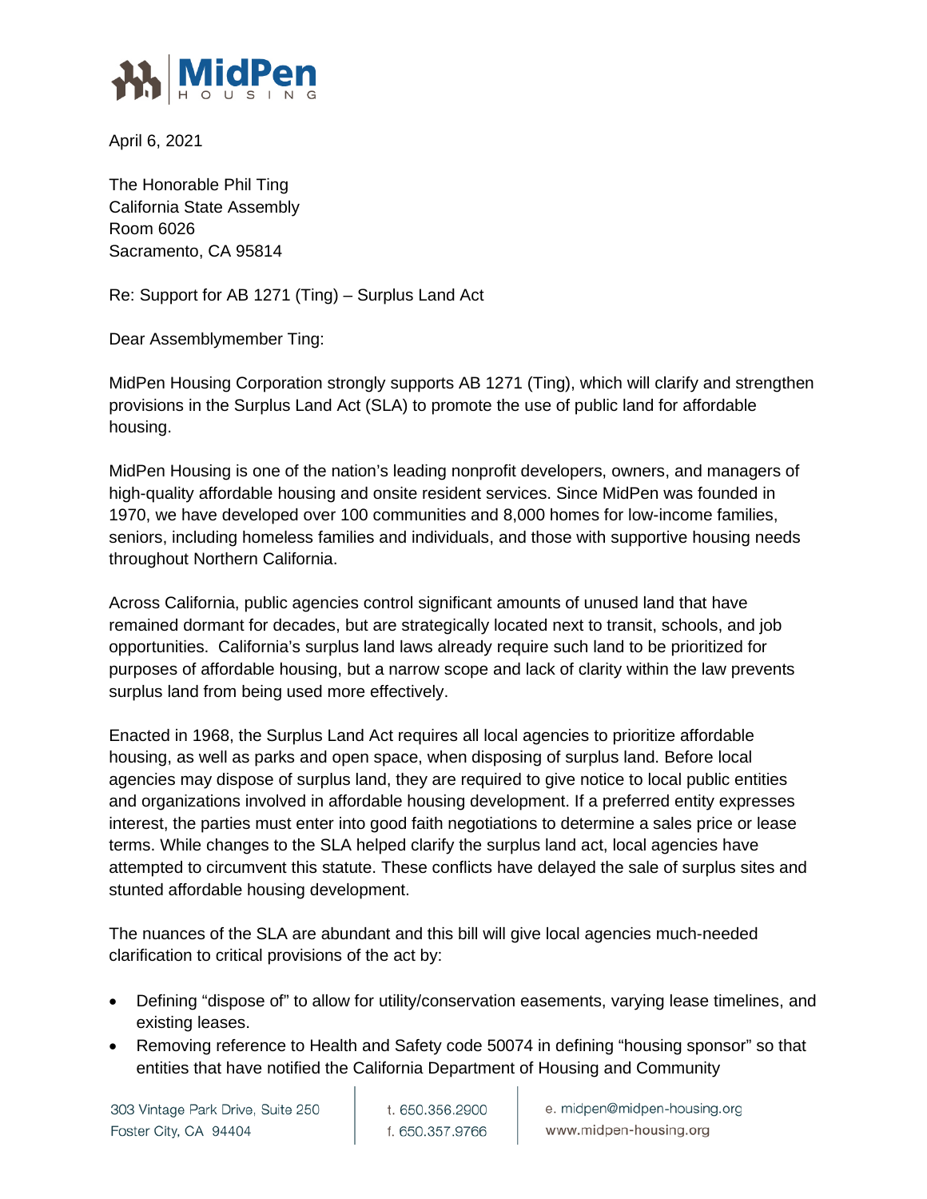April 6, 2021

The Honorable Phil Ting
California State Assembly
Room 6026
Sacramento, CA 95814

Re: Support for AB 1271 (Ting) – Surplus Land Act

Dear Assemblymember Ting:

MidPen Housing Corporation strongly supports AB 1271 (Ting), which will clarify and strengthen provisions in the Surplus Land Act (SLA) to promote the use of public land for affordable housing.

MidPen Housing is one of the nation's leading nonprofit developers, owners, and managers of high-quality affordable housing and onsite resident services. Since MidPen was founded in 1970, we have developed over 100 communities and 8,000 homes for low-income families, seniors, including homeless families and individuals, and those with supportive housing needs throughout Northern California.

Across California, public agencies control significant amounts of unused land that have remained dormant for decades, but are strategically located next to transit, schools, and job opportunities. California's surplus land laws already require such land to be prioritized for purposes of affordable housing, but a narrow scope and lack of clarity within the law prevents surplus land from being used more effectively.

Enacted in 1968, the Surplus Land Act requires all local agencies to prioritize affordable housing, as well as parks and open space, when disposing of surplus land. Before local agencies may dispose of surplus land, they are required to give notice to local public entities and organizations involved in affordable housing development. If a preferred entity expresses interest, the parties must enter into good faith negotiations to determine a sales price or lease terms. While changes to the SLA helped clarify the surplus land act, local agencies have attempted to circumvent this statute. These conflicts have delayed the sale of surplus sites and stunted affordable housing development.

The nuances of the SLA are abundant and this bill will give local agencies much-needed clarification to critical provisions of the act by:

- Defining "dispose of" to allow for utility/conservation easements, varying lease timelines, and existing leases.
- Removing reference to Health and Safety code 50074 in defining "housing sponsor" so that entities that have notified the California Department of Housing and Community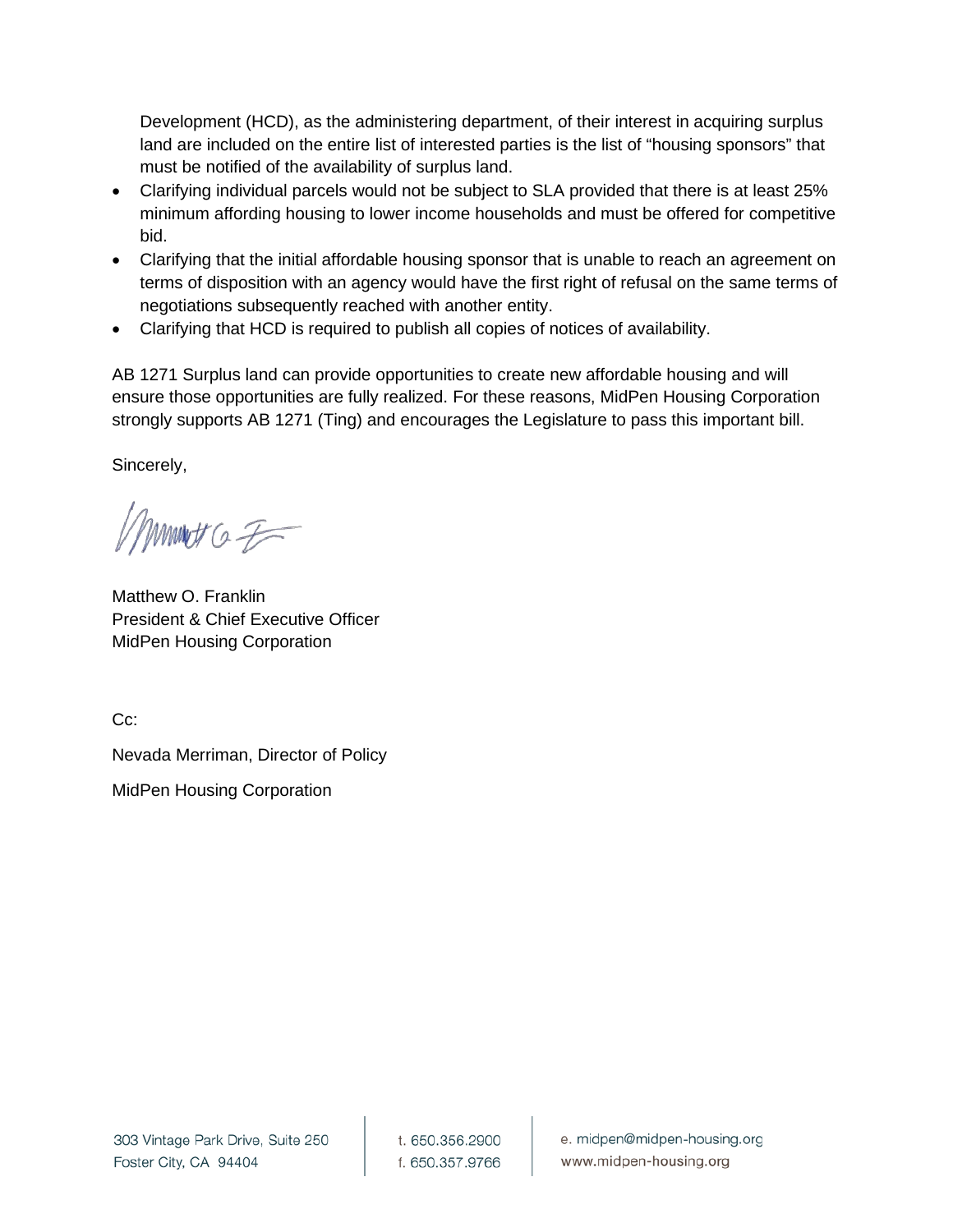Development (HCD), as the administering department, of their interest in acquiring surplus land are included on the entire list of interested parties is the list of "housing sponsors" that must be notified of the availability of surplus land.

- Clarifying individual parcels would not be subject to SLA provided that there is at least 25% minimum affording housing to lower income households and must be offered for competitive bid.
- Clarifying that the initial affordable housing sponsor that is unable to reach an agreement on terms of disposition with an agency would have the first right of refusal on the same terms of negotiations subsequently reached with another entity.
- Clarifying that HCD is required to publish all copies of notices of availability.

AB 1271 Surplus land can provide opportunities to create new affordable housing and will ensure those opportunities are fully realized. For these reasons, MidPen Housing Corporation strongly supports AB 1271 (Ting) and encourages the Legislature to pass this important bill.

Sincerely,

Matthew O. Franklin
President & Chief Executive Officer
MidPen Housing Corporation

Cc:

Nevada Merriman, Director of Policy

MidPen Housing Corporation

303 Vintage Park Drive, Suite 250
Foster City, CA 94404

t. 650.356.2900
f. 650.357.9766

e. midpen@midpen-housing.org
www.midpen-housing.org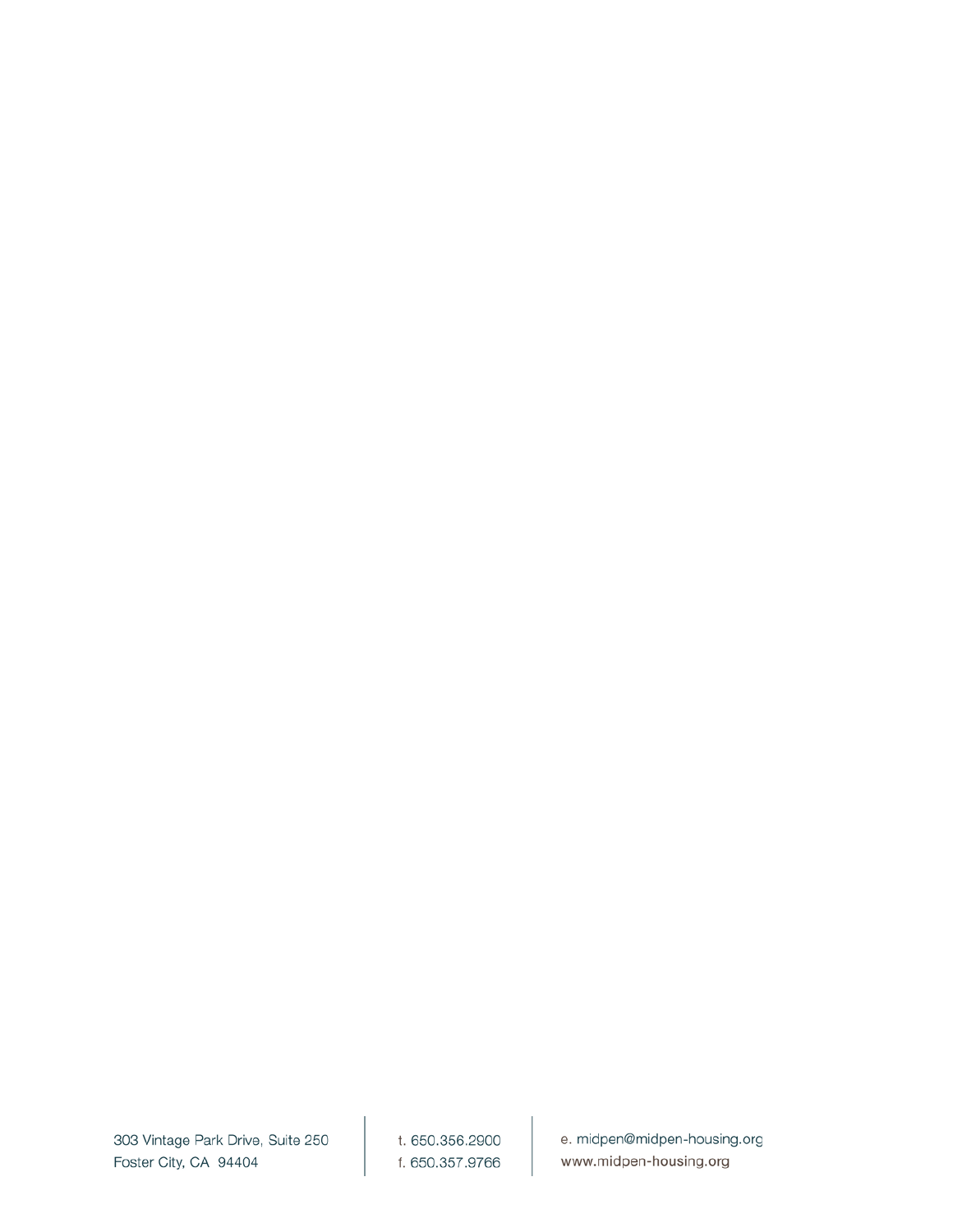303 Vintage Park Drive, Suite 250
Foster City, CA 94404

t. 650.356.2900
f. 650.357.9766

e. midpen@midpen-housing.org
www.midpen-housing.org